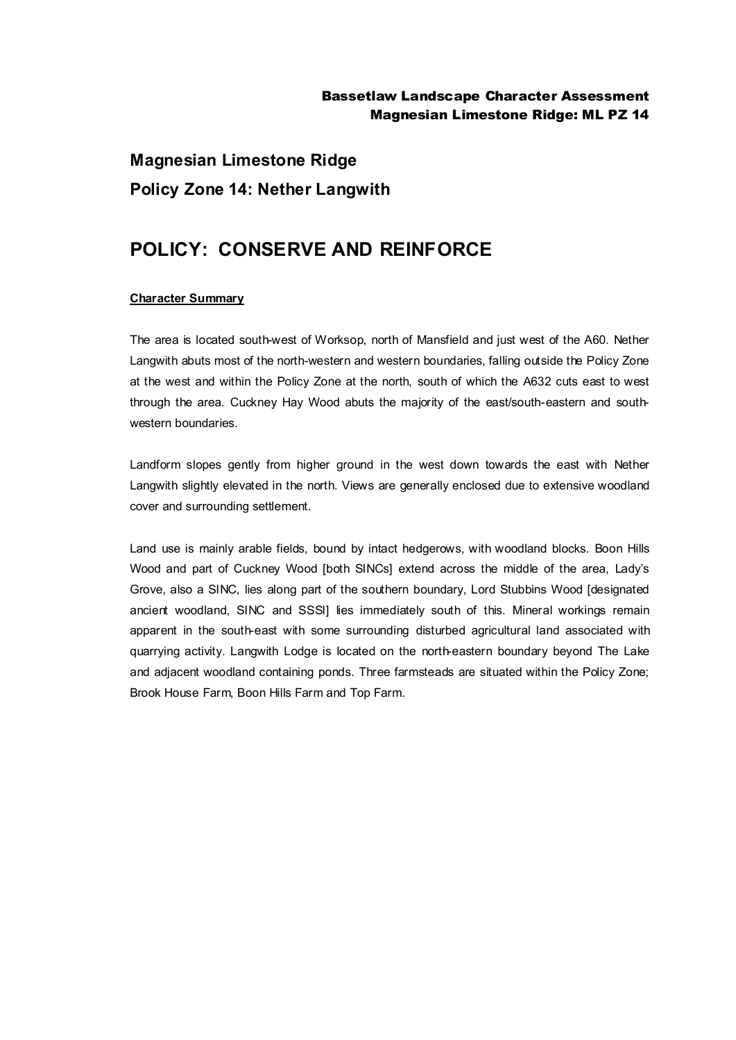## Magnesian Limestone Ridge

## Policy Zone 14: Nether Langwith

# POLICY: CONSERVE AND REINFORCE

**Character Summary**

The area is located south-west of Worksop, north of Mansfield and just west of the A60. Nether Langwith abuts most of the north-western and western boundaries, falling outside the Policy Zone at the west and within the Policy Zone at the north, south of which the A632 cuts east to west through the area. Cuckney Hay Wood abuts the majority of the east/south-eastern and south-western boundaries.

Landform slopes gently from higher ground in the west down towards the east with Nether Langwith slightly elevated in the north. Views are generally enclosed due to extensive woodland cover and surrounding settlement.

Land use is mainly arable fields, bound by intact hedgerows, with woodland blocks. Boon Hills Wood and part of Cuckney Wood [both SINCs] extend across the middle of the area, Lady's Grove, also a SINC, lies along part of the southern boundary, Lord Stubbins Wood [designated ancient woodland, SINC and SSSI] lies immediately south of this. Mineral workings remain apparent in the south-east with some surrounding disturbed agricultural land associated with quarrying activity. Langwith Lodge is located on the north-eastern boundary beyond The Lake and adjacent woodland containing ponds. Three farmsteads are situated within the Policy Zone; Brook House Farm, Boon Hills Farm and Top Farm.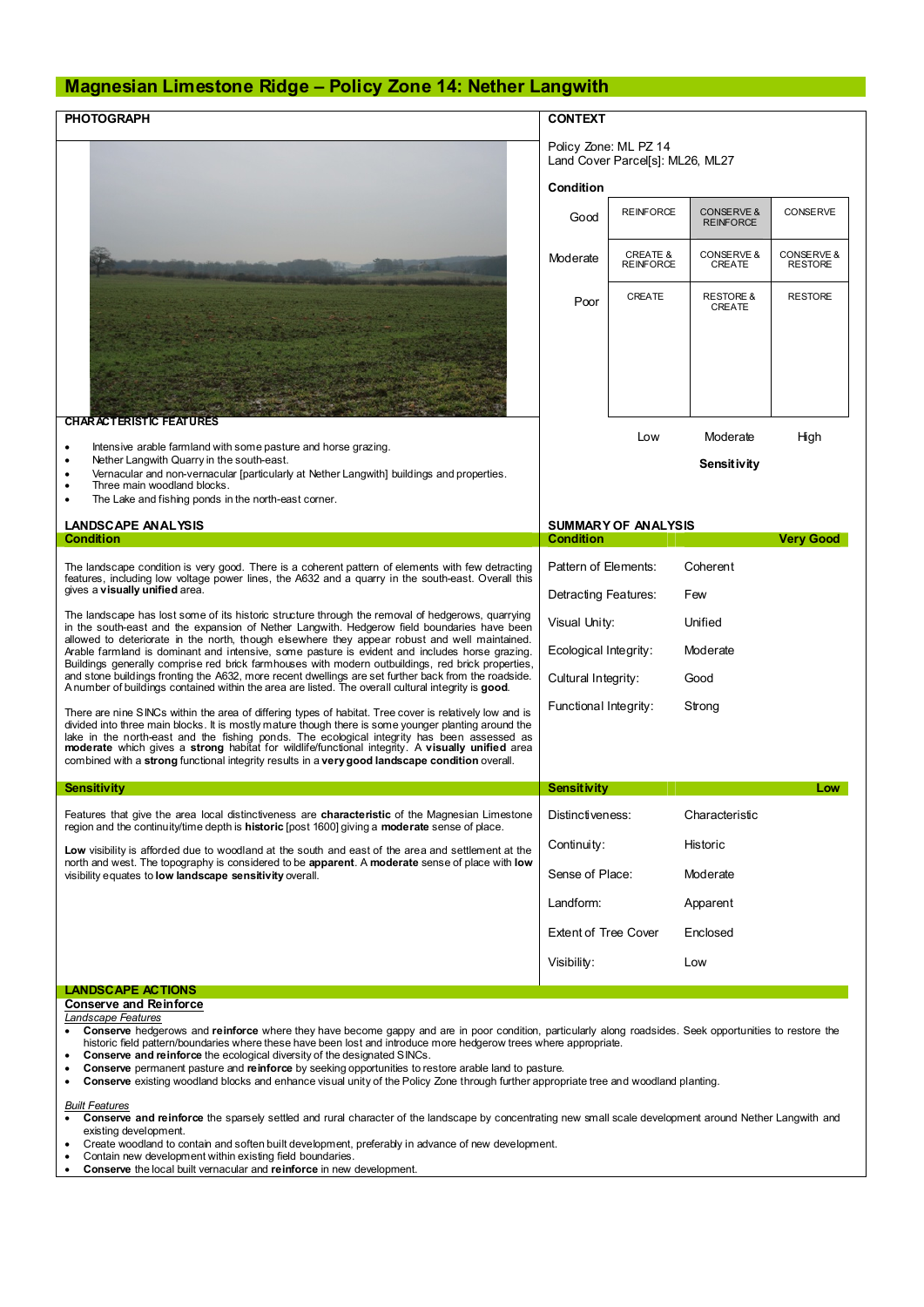# Magnesian Limestone Ridge – Policy Zone 14: Nether Langwith

## PHOTOGRAPH

## CHARACTERISTIC FEATURES

- Intensive arable farmland with some pasture and horse grazing.
- Nether Langwith Quarry in the south-east.
- Vernacular and non-vernacular [particularly at Nether Langwith] buildings and properties.
- Three main woodland blocks.
- The Lake and fishing ponds in the north-east corner.

## CONTEXT

Policy Zone: ML PZ 14
Land Cover Parcel[s]: ML26, ML27

**Condition**

| | | | |
|---|---|---|---|
| Good | REINFORCE | CONSERVE & REINFORCE | CONSERVE |
| Moderate | CREATE & REINFORCE | CONSERVE & CREATE | CONSERVE & RESTORE |
| Poor | CREATE | RESTORE & CREATE | RESTORE |
| | Low | Moderate | High |

**Sensitivity**

## LANDSCAPE ANALYSIS

### Condition

The landscape condition is very good. There is a coherent pattern of elements with few detracting features, including low voltage power lines, the A632 and a quarry in the south-east. Overall this gives a **visually unified** area.

The landscape has lost some of its historic structure through the removal of hedgerows, quarrying in the south-east and the expansion of Nether Langwith. Hedgerow field boundaries have been allowed to deteriorate in the north, though elsewhere they appear robust and well maintained. Arable farmland is dominant and intensive, some pasture is evident and includes horse grazing. Buildings generally comprise red brick farmhouses with modern outbuildings, red brick properties, and stone buildings fronting the A632, more recent dwellings are set further back from the roadside. A number of buildings contained within the area are listed. The overall cultural integrity is **good**.

There are nine SINCs within the area of differing types of habitat. Tree cover is relatively low and is divided into three main blocks. It is mostly mature though there is some younger planting around the lake in the north-east and the fishing ponds. The ecological integrity has been assessed as **moderate** which gives a **strong** habitat for wildlife/functional integrity. A **visually unified** area combined with a **strong** functional integrity results in a **very good landscape condition** overall.

### Sensitivity

Features that give the area local distinctiveness are **characteristic** of the Magnesian Limestone region and the continuity/time depth is **historic** [post 1600] giving a **moderate** sense of place.

**Low** visibility is afforded due to woodland at the south and east of the area and settlement at the north and west. The topography is considered to be **apparent**. A **moderate** sense of place with **low** visibility equates to **low landscape sensitivity** overall.

## SUMMARY OF ANALYSIS

| **Condition** | **Very Good** |
|---|---|
| Pattern of Elements: | Coherent |
| Detracting Features: | Few |
| Visual Unity: | Unified |
| Ecological Integrity: | Moderate |
| Cultural Integrity: | Good |
| Functional Integrity: | Strong |

| **Sensitivity** | **Low** |
|---|---|
| Distinctiveness: | Characteristic |
| Continuity: | Historic |
| Sense of Place: | Moderate |
| Landform: | Apparent |
| Extent of Tree Cover | Enclosed |
| Visibility: | Low |

## LANDSCAPE ACTIONS

### Conserve and Reinforce

*Landscape Features*

- **Conserve** hedgerows and **reinforce** where they have become gappy and are in poor condition, particularly along roadsides. Seek opportunities to restore the historic field pattern/boundaries where these have been lost and introduce more hedgerow trees where appropriate.
- **Conserve and reinforce** the ecological diversity of the designated SINCs.
- **Conserve** permanent pasture and **reinforce** by seeking opportunities to restore arable land to pasture.
- **Conserve** existing woodland blocks and enhance visual unity of the Policy Zone through further appropriate tree and woodland planting.

*Built Features*

- **Conserve and reinforce** the sparsely settled and rural character of the landscape by concentrating new small scale development around Nether Langwith and existing development.
- Create woodland to contain and soften built development, preferably in advance of new development.
- Contain new development within existing field boundaries.
- **Conserve** the local built vernacular and **reinforce** in new development.